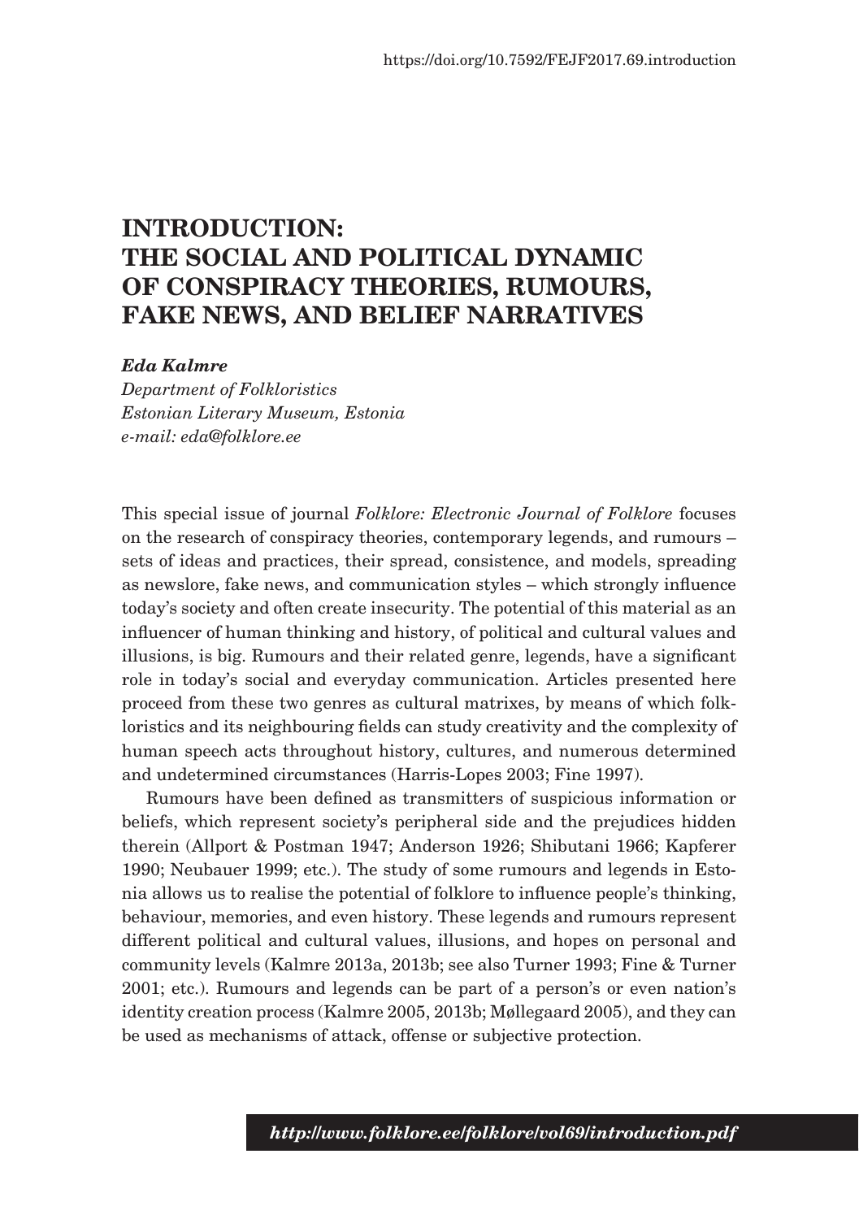https://doi.org/10.7592/FEJF2017.69.introduction

# INTRODUCTION: THE SOCIAL AND POLITICAL DYNAMIC OF CONSPIRACY THEORIES, RUMOURS, FAKE NEWS, AND BELIEF NARRATIVES

***Eda Kalmre***
*Department of Folkloristics*
*Estonian Literary Museum, Estonia*
*e-mail: eda@folklore.ee*

This special issue of journal *Folklore: Electronic Journal of Folklore* focuses on the research of conspiracy theories, contemporary legends, and rumours – sets of ideas and practices, their spread, consistence, and models, spreading as newslore, fake news, and communication styles – which strongly influence today's society and often create insecurity. The potential of this material as an influencer of human thinking and history, of political and cultural values and illusions, is big. Rumours and their related genre, legends, have a significant role in today's social and everyday communication. Articles presented here proceed from these two genres as cultural matrixes, by means of which folkloristics and its neighbouring fields can study creativity and the complexity of human speech acts throughout history, cultures, and numerous determined and undetermined circumstances (Harris-Lopes 2003; Fine 1997).

Rumours have been defined as transmitters of suspicious information or beliefs, which represent society's peripheral side and the prejudices hidden therein (Allport & Postman 1947; Anderson 1926; Shibutani 1966; Kapferer 1990; Neubauer 1999; etc.). The study of some rumours and legends in Estonia allows us to realise the potential of folklore to influence people's thinking, behaviour, memories, and even history. These legends and rumours represent different political and cultural values, illusions, and hopes on personal and community levels (Kalmre 2013a, 2013b; see also Turner 1993; Fine & Turner 2001; etc.). Rumours and legends can be part of a person's or even nation's identity creation process (Kalmre 2005, 2013b; Møllegaard 2005), and they can be used as mechanisms of attack, offense or subjective protection.

***http://www.folklore.ee/folklore/vol69/introduction.pdf***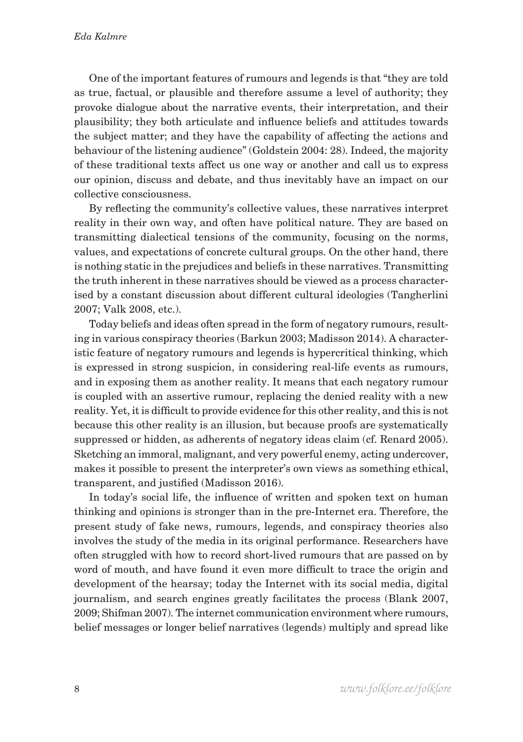One of the important features of rumours and legends is that "they are told as true, factual, or plausible and therefore assume a level of authority; they provoke dialogue about the narrative events, their interpretation, and their plausibility; they both articulate and influence beliefs and attitudes towards the subject matter; and they have the capability of affecting the actions and behaviour of the listening audience" (Goldstein 2004: 28). Indeed, the majority of these traditional texts affect us one way or another and call us to express our opinion, discuss and debate, and thus inevitably have an impact on our collective consciousness.

By reflecting the community's collective values, these narratives interpret reality in their own way, and often have political nature. They are based on transmitting dialectical tensions of the community, focusing on the norms, values, and expectations of concrete cultural groups. On the other hand, there is nothing static in the prejudices and beliefs in these narratives. Transmitting the truth inherent in these narratives should be viewed as a process characterised by a constant discussion about different cultural ideologies (Tangherlini 2007; Valk 2008, etc.).

Today beliefs and ideas often spread in the form of negatory rumours, resulting in various conspiracy theories (Barkun 2003; Madisson 2014). A characteristic feature of negatory rumours and legends is hypercritical thinking, which is expressed in strong suspicion, in considering real-life events as rumours, and in exposing them as another reality. It means that each negatory rumour is coupled with an assertive rumour, replacing the denied reality with a new reality. Yet, it is difficult to provide evidence for this other reality, and this is not because this other reality is an illusion, but because proofs are systematically suppressed or hidden, as adherents of negatory ideas claim (cf. Renard 2005). Sketching an immoral, malignant, and very powerful enemy, acting undercover, makes it possible to present the interpreter's own views as something ethical, transparent, and justified (Madisson 2016).

In today's social life, the influence of written and spoken text on human thinking and opinions is stronger than in the pre-Internet era. Therefore, the present study of fake news, rumours, legends, and conspiracy theories also involves the study of the media in its original performance. Researchers have often struggled with how to record short-lived rumours that are passed on by word of mouth, and have found it even more difficult to trace the origin and development of the hearsay; today the Internet with its social media, digital journalism, and search engines greatly facilitates the process (Blank 2007, 2009; Shifman 2007). The internet communication environment where rumours, belief messages or longer belief narratives (legends) multiply and spread like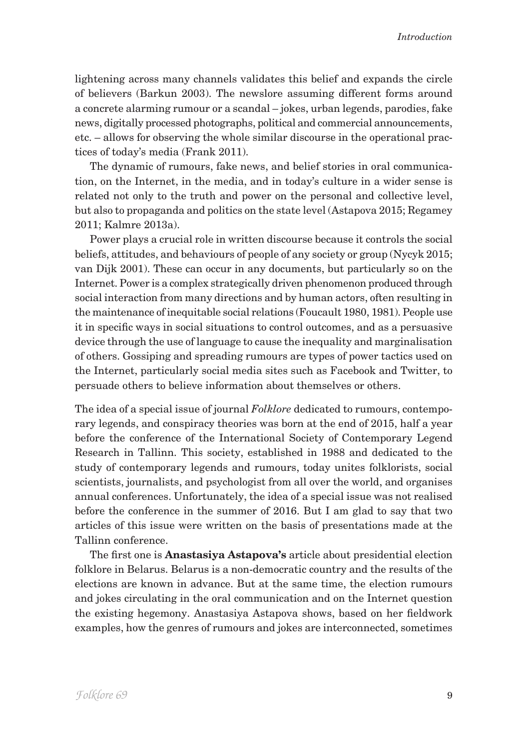lightening across many channels validates this belief and expands the circle of believers (Barkun 2003). The newslore assuming different forms around a concrete alarming rumour or a scandal – jokes, urban legends, parodies, fake news, digitally processed photographs, political and commercial announcements, etc. – allows for observing the whole similar discourse in the operational practices of today's media (Frank 2011).

The dynamic of rumours, fake news, and belief stories in oral communication, on the Internet, in the media, and in today's culture in a wider sense is related not only to the truth and power on the personal and collective level, but also to propaganda and politics on the state level (Astapova 2015; Regamey 2011; Kalmre 2013a).

Power plays a crucial role in written discourse because it controls the social beliefs, attitudes, and behaviours of people of any society or group (Nycyk 2015; van Dijk 2001). These can occur in any documents, but particularly so on the Internet. Power is a complex strategically driven phenomenon produced through social interaction from many directions and by human actors, often resulting in the maintenance of inequitable social relations (Foucault 1980, 1981). People use it in specific ways in social situations to control outcomes, and as a persuasive device through the use of language to cause the inequality and marginalisation of others. Gossiping and spreading rumours are types of power tactics used on the Internet, particularly social media sites such as Facebook and Twitter, to persuade others to believe information about themselves or others.

The idea of a special issue of journal *Folklore* dedicated to rumours, contemporary legends, and conspiracy theories was born at the end of 2015, half a year before the conference of the International Society of Contemporary Legend Research in Tallinn. This society, established in 1988 and dedicated to the study of contemporary legends and rumours, today unites folklorists, social scientists, journalists, and psychologist from all over the world, and organises annual conferences. Unfortunately, the idea of a special issue was not realised before the conference in the summer of 2016. But I am glad to say that two articles of this issue were written on the basis of presentations made at the Tallinn conference.

The first one is **Anastasiya Astapova's** article about presidential election folklore in Belarus. Belarus is a non-democratic country and the results of the elections are known in advance. But at the same time, the election rumours and jokes circulating in the oral communication and on the Internet question the existing hegemony. Anastasiya Astapova shows, based on her fieldwork examples, how the genres of rumours and jokes are interconnected, sometimes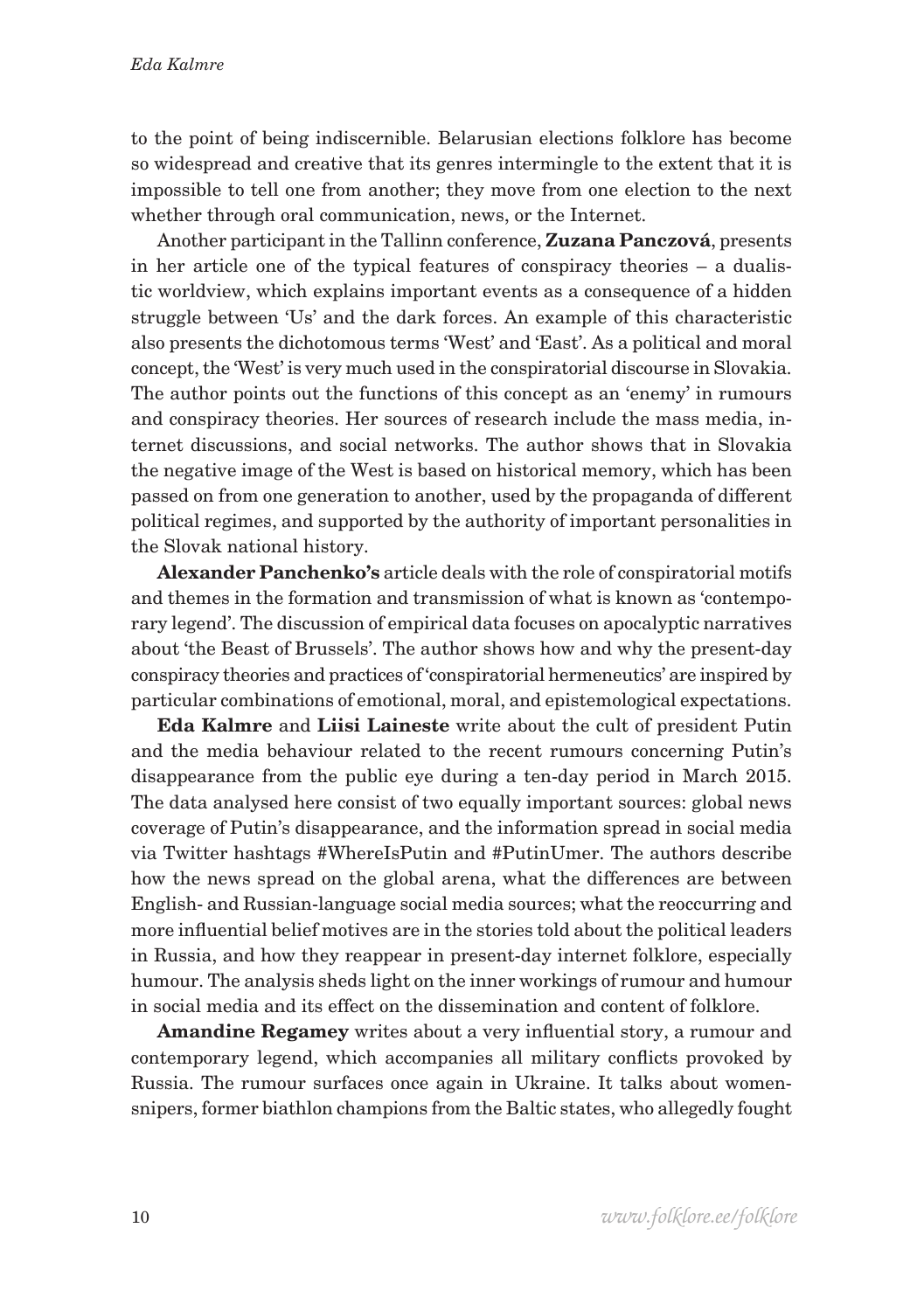to the point of being indiscernible. Belarusian elections folklore has become so widespread and creative that its genres intermingle to the extent that it is impossible to tell one from another; they move from one election to the next whether through oral communication, news, or the Internet.

Another participant in the Tallinn conference, **Zuzana Panczová**, presents in her article one of the typical features of conspiracy theories – a dualistic worldview, which explains important events as a consequence of a hidden struggle between 'Us' and the dark forces. An example of this characteristic also presents the dichotomous terms 'West' and 'East'. As a political and moral concept, the 'West' is very much used in the conspiratorial discourse in Slovakia. The author points out the functions of this concept as an 'enemy' in rumours and conspiracy theories. Her sources of research include the mass media, internet discussions, and social networks. The author shows that in Slovakia the negative image of the West is based on historical memory, which has been passed on from one generation to another, used by the propaganda of different political regimes, and supported by the authority of important personalities in the Slovak national history.

**Alexander Panchenko's** article deals with the role of conspiratorial motifs and themes in the formation and transmission of what is known as 'contemporary legend'. The discussion of empirical data focuses on apocalyptic narratives about 'the Beast of Brussels'. The author shows how and why the present-day conspiracy theories and practices of 'conspiratorial hermeneutics' are inspired by particular combinations of emotional, moral, and epistemological expectations.

**Eda Kalmre** and **Liisi Laineste** write about the cult of president Putin and the media behaviour related to the recent rumours concerning Putin's disappearance from the public eye during a ten-day period in March 2015. The data analysed here consist of two equally important sources: global news coverage of Putin's disappearance, and the information spread in social media via Twitter hashtags #WhereIsPutin and #PutinUmer. The authors describe how the news spread on the global arena, what the differences are between English- and Russian-language social media sources; what the reoccurring and more influential belief motives are in the stories told about the political leaders in Russia, and how they reappear in present-day internet folklore, especially humour. The analysis sheds light on the inner workings of rumour and humour in social media and its effect on the dissemination and content of folklore.

**Amandine Regamey** writes about a very influential story, a rumour and contemporary legend, which accompanies all military conflicts provoked by Russia. The rumour surfaces once again in Ukraine. It talks about women-snipers, former biathlon champions from the Baltic states, who allegedly fought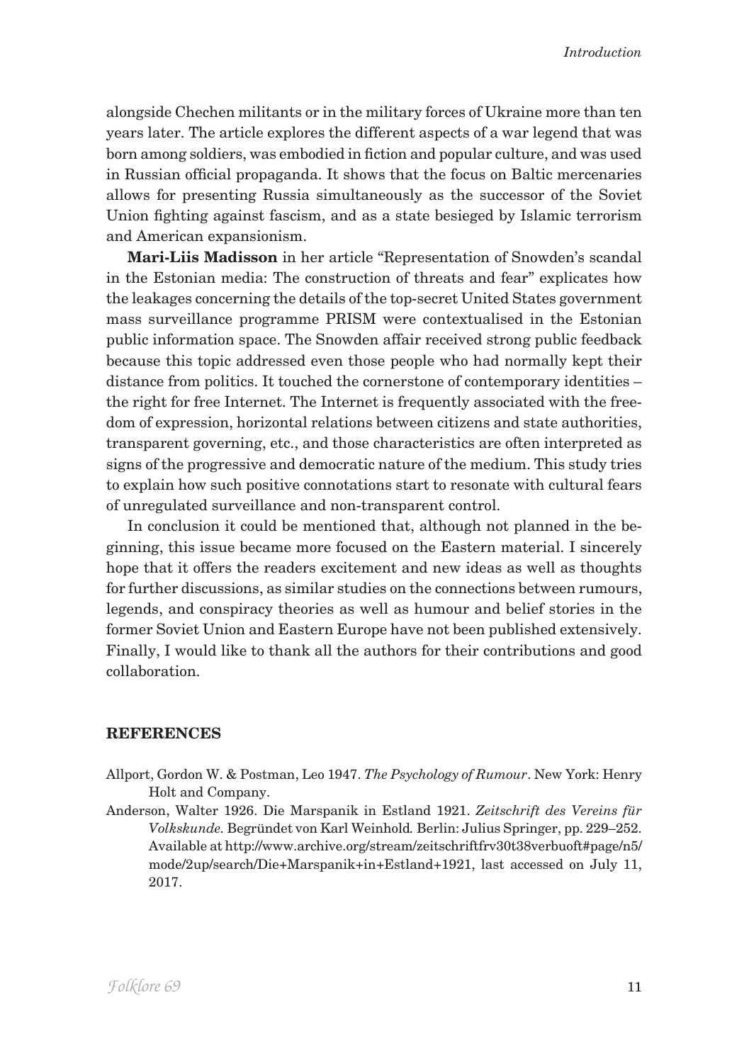alongside Chechen militants or in the military forces of Ukraine more than ten years later. The article explores the different aspects of a war legend that was born among soldiers, was embodied in fiction and popular culture, and was used in Russian official propaganda. It shows that the focus on Baltic mercenaries allows for presenting Russia simultaneously as the successor of the Soviet Union fighting against fascism, and as a state besieged by Islamic terrorism and American expansionism.

**Mari-Liis Madisson** in her article "Representation of Snowden's scandal in the Estonian media: The construction of threats and fear" explicates how the leakages concerning the details of the top-secret United States government mass surveillance programme PRISM were contextualised in the Estonian public information space. The Snowden affair received strong public feedback because this topic addressed even those people who had normally kept their distance from politics. It touched the cornerstone of contemporary identities – the right for free Internet. The Internet is frequently associated with the freedom of expression, horizontal relations between citizens and state authorities, transparent governing, etc., and those characteristics are often interpreted as signs of the progressive and democratic nature of the medium. This study tries to explain how such positive connotations start to resonate with cultural fears of unregulated surveillance and non-transparent control.

In conclusion it could be mentioned that, although not planned in the beginning, this issue became more focused on the Eastern material. I sincerely hope that it offers the readers excitement and new ideas as well as thoughts for further discussions, as similar studies on the connections between rumours, legends, and conspiracy theories as well as humour and belief stories in the former Soviet Union and Eastern Europe have not been published extensively. Finally, I would like to thank all the authors for their contributions and good collaboration.

## REFERENCES

Allport, Gordon W. & Postman, Leo 1947. *The Psychology of Rumour*. New York: Henry Holt and Company.

Anderson, Walter 1926. Die Marspanik in Estland 1921. *Zeitschrift des Vereins für Volkskunde.* Begründet von Karl Weinhold*.* Berlin: Julius Springer, pp. 229–252. Available at http://www.archive.org/stream/zeitschriftfrv30t38verbuoft#page/n5/mode/2up/search/Die+Marspanik+in+Estland+1921, last accessed on July 11, 2017.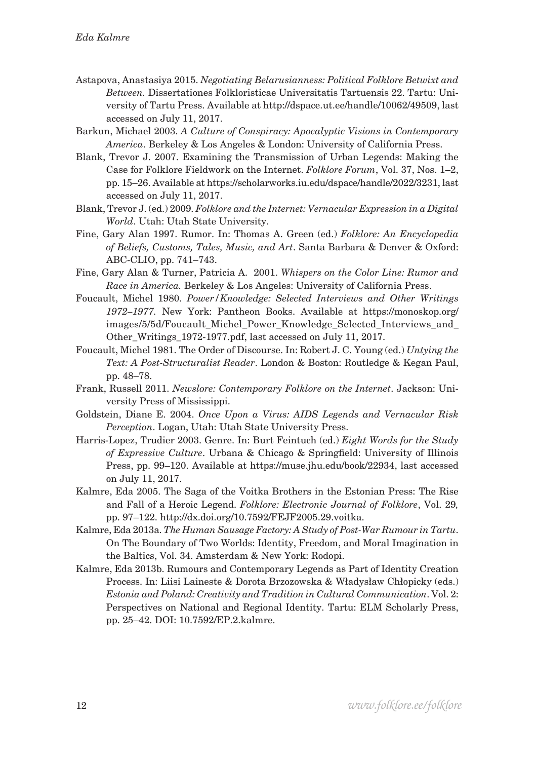Astapova, Anastasiya 2015. *Negotiating Belarusianness: Political Folklore Betwixt and Between.* Dissertationes Folkloristicae Universitatis Tartuensis 22. Tartu: University of Tartu Press. Available at http://dspace.ut.ee/handle/10062/49509, last accessed on July 11, 2017.

Barkun, Michael 2003. *A Culture of Conspiracy: Apocalyptic Visions in Contemporary America*. Berkeley & Los Angeles & London: University of California Press.

Blank, Trevor J. 2007. Examining the Transmission of Urban Legends: Making the Case for Folklore Fieldwork on the Internet. *Folklore Forum*, Vol. 37, Nos. 1–2, pp. 15–26. Available at https://scholarworks.iu.edu/dspace/handle/2022/3231, last accessed on July 11, 2017.

Blank, Trevor J. (ed.) 2009. *Folklore and the Internet: Vernacular Expression in a Digital World*. Utah: Utah State University.

Fine, Gary Alan 1997. Rumor. In: Thomas A. Green (ed.) *Folklore: An Encyclopedia of Beliefs, Customs, Tales, Music, and Art*. Santa Barbara & Denver & Oxford: ABC-CLIO, pp. 741–743.

Fine, Gary Alan & Turner, Patricia A. 2001. *Whispers on the Color Line: Rumor and Race in America.* Berkeley & Los Angeles: University of California Press.

Foucault, Michel 1980. *Power/Knowledge: Selected Interviews and Other Writings 1972–1977.* New York: Pantheon Books. Available at https://monoskop.org/images/5/5d/Foucault_Michel_Power_Knowledge_Selected_Interviews_and_Other_Writings_1972-1977.pdf, last accessed on July 11, 2017.

Foucault, Michel 1981. The Order of Discourse. In: Robert J. C. Young (ed.) *Untying the Text: A Post-Structuralist Reader*. London & Boston: Routledge & Kegan Paul, pp. 48–78.

Frank, Russell 2011. *Newslore: Contemporary Folklore on the Internet*. Jackson: University Press of Mississippi.

Goldstein, Diane E. 2004. *Once Upon a Virus: AIDS Legends and Vernacular Risk Perception*. Logan, Utah: Utah State University Press.

Harris-Lopez, Trudier 2003. Genre. In: Burt Feintuch (ed.) *Eight Words for the Study of Expressive Culture*. Urbana & Chicago & Springfield: University of Illinois Press, pp. 99–120. Available at https://muse.jhu.edu/book/22934, last accessed on July 11, 2017.

Kalmre, Eda 2005. The Saga of the Voitka Brothers in the Estonian Press: The Rise and Fall of a Heroic Legend. *Folklore: Electronic Journal of Folklore*, Vol. 29*,* pp. 97–122. http://dx.doi.org/10.7592/FEJF2005.29.voitka.

Kalmre, Eda 2013a. *The Human Sausage Factory: A Study of Post-War Rumour in Tartu*. On The Boundary of Two Worlds: Identity, Freedom, and Moral Imagination in the Baltics, Vol. 34. Amsterdam & New York: Rodopi.

Kalmre, Eda 2013b. Rumours and Contemporary Legends as Part of Identity Creation Process. In: Liisi Laineste & Dorota Brzozowska & Władysław Chłopicky (eds.) *Estonia and Poland: Creativity and Tradition in Cultural Communication*. Vol. 2: Perspectives on National and Regional Identity. Tartu: ELM Scholarly Press, pp. 25–42. DOI: 10.7592/EP.2.kalmre.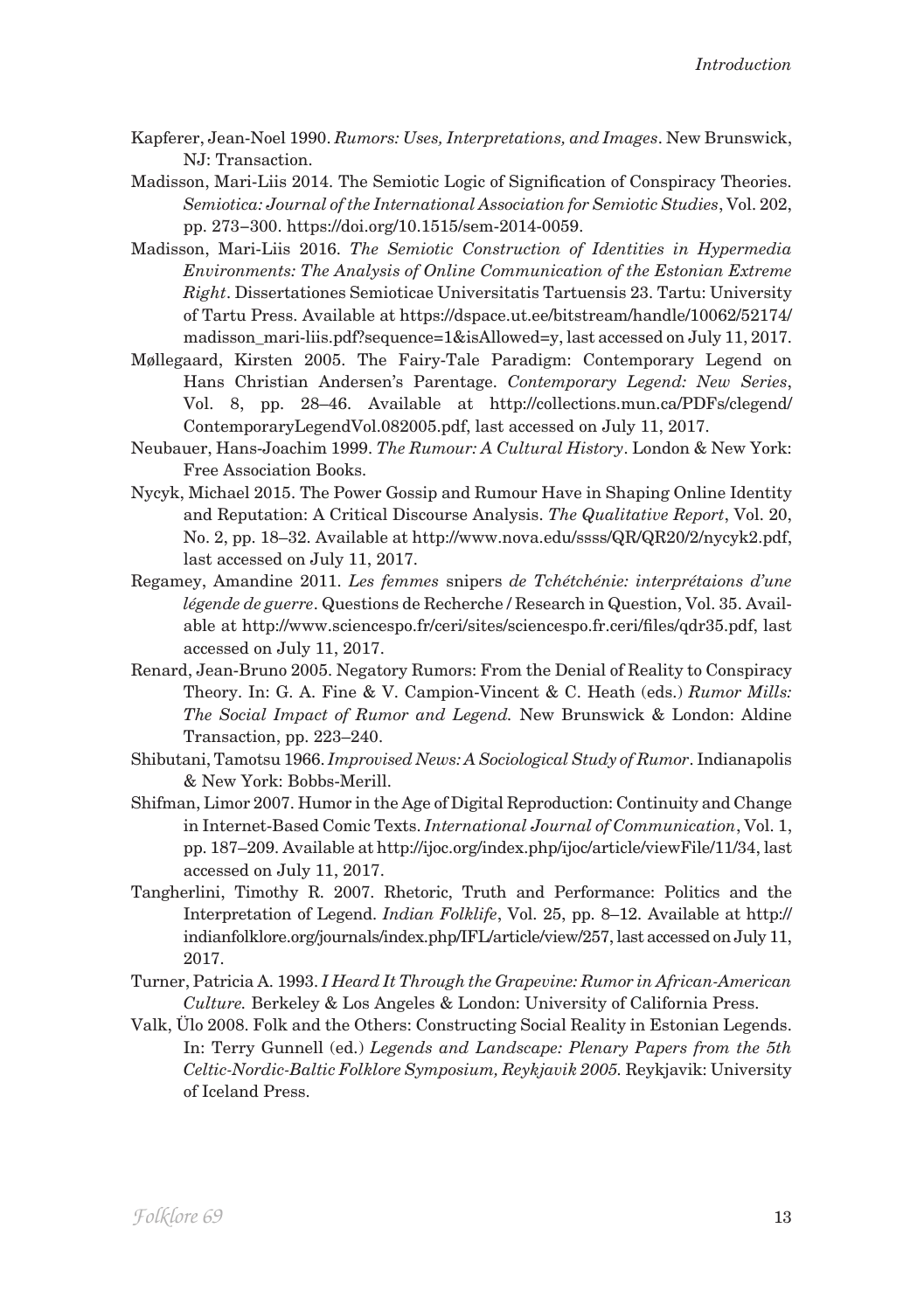Kapferer, Jean-Noel 1990. *Rumors: Uses, Interpretations, and Images*. New Brunswick, NJ: Transaction.

Madisson, Mari-Liis 2014. The Semiotic Logic of Signification of Conspiracy Theories. *Semiotica: Journal of the International Association for Semiotic Studies*, Vol. 202, pp. 273–300. https://doi.org/10.1515/sem-2014-0059.

Madisson, Mari-Liis 2016. *The Semiotic Construction of Identities in Hypermedia Environments: The Analysis of Online Communication of the Estonian Extreme Right*. Dissertationes Semioticae Universitatis Tartuensis 23. Tartu: University of Tartu Press. Available at https://dspace.ut.ee/bitstream/handle/10062/52174/madisson_mari-liis.pdf?sequence=1&isAllowed=y, last accessed on July 11, 2017.

Møllegaard, Kirsten 2005. The Fairy-Tale Paradigm: Contemporary Legend on Hans Christian Andersen's Parentage. *Contemporary Legend: New Series*, Vol. 8, pp. 28–46. Available at http://collections.mun.ca/PDFs/clegend/ContemporaryLegendVol.082005.pdf, last accessed on July 11, 2017.

Neubauer, Hans-Joachim 1999. *The Rumour: A Cultural History*. London & New York: Free Association Books.

Nycyk, Michael 2015. The Power Gossip and Rumour Have in Shaping Online Identity and Reputation: A Critical Discourse Analysis. *The Qualitative Report*, Vol. 20, No. 2, pp. 18–32. Available at http://www.nova.edu/ssss/QR/QR20/2/nycyk2.pdf, last accessed on July 11, 2017.

Regamey, Amandine 2011. *Les femmes* snipers *de Tchétchénie: interprétaions d'une légende de guerre*. Questions de Recherche / Research in Question, Vol. 35. Available at http://www.sciencespo.fr/ceri/sites/sciencespo.fr.ceri/files/qdr35.pdf, last accessed on July 11, 2017.

Renard, Jean-Bruno 2005. Negatory Rumors: From the Denial of Reality to Conspiracy Theory. In: G. A. Fine & V. Campion-Vincent & C. Heath (eds.) *Rumor Mills: The Social Impact of Rumor and Legend.* New Brunswick & London: Aldine Transaction, pp. 223–240.

Shibutani, Tamotsu 1966. *Improvised News: A Sociological Study of Rumor*. Indianapolis & New York: Bobbs-Merill.

Shifman, Limor 2007. Humor in the Age of Digital Reproduction: Continuity and Change in Internet-Based Comic Texts. *International Journal of Communication*, Vol. 1, pp. 187–209. Available at http://ijoc.org/index.php/ijoc/article/viewFile/11/34, last accessed on July 11, 2017.

Tangherlini, Timothy R. 2007. Rhetoric, Truth and Performance: Politics and the Interpretation of Legend. *Indian Folklife*, Vol. 25, pp. 8–12. Available at http://indianfolklore.org/journals/index.php/IFL/article/view/257, last accessed on July 11, 2017.

Turner, Patricia A. 1993. *I Heard It Through the Grapevine: Rumor in African-American Culture.* Berkeley & Los Angeles & London: University of California Press.

Valk, Ülo 2008. Folk and the Others: Constructing Social Reality in Estonian Legends. In: Terry Gunnell (ed.) *Legends and Landscape: Plenary Papers from the 5th Celtic-Nordic-Baltic Folklore Symposium, Reykjavik 2005.* Reykjavik: University of Iceland Press.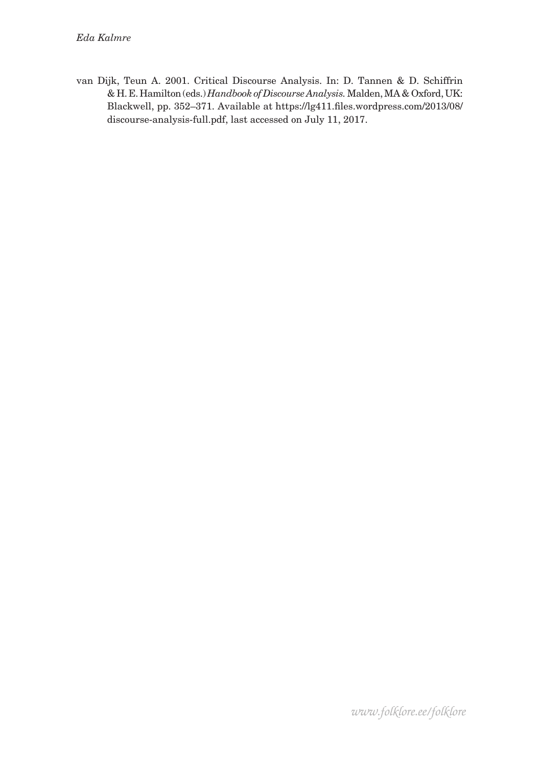van Dijk, Teun A. 2001. Critical Discourse Analysis. In: D. Tannen & D. Schiffrin & H. E. Hamilton (eds.) *Handbook of Discourse Analysis.* Malden, MA & Oxford, UK: Blackwell, pp. 352–371. Available at https://lg411.files.wordpress.com/2013/08/discourse-analysis-full.pdf, last accessed on July 11, 2017.